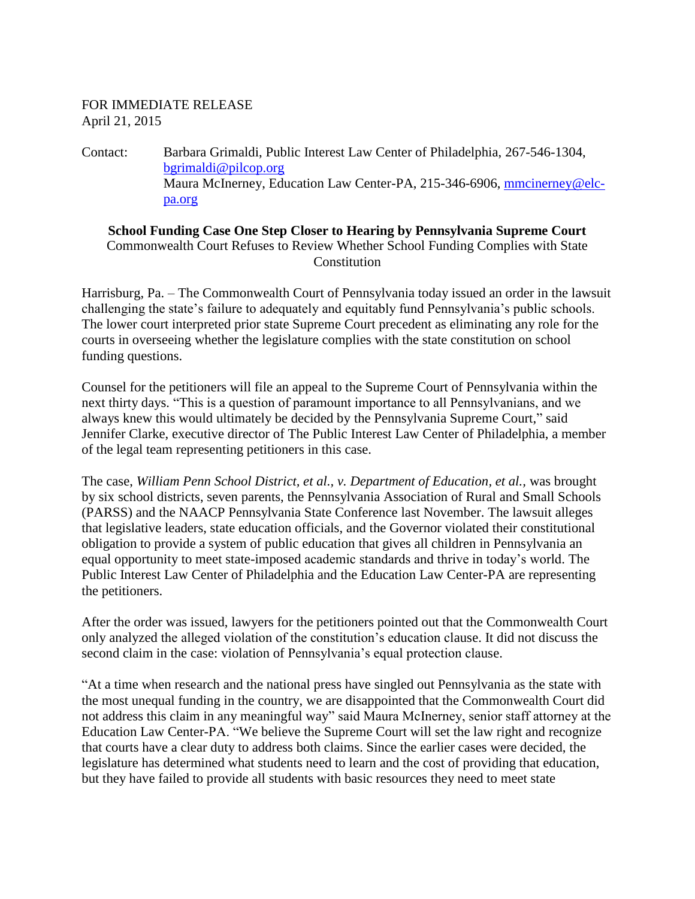FOR IMMEDIATE RELEASE
April 21, 2015

Contact: Barbara Grimaldi, Public Interest Law Center of Philadelphia, 267-546-1304, bgrimaldi@pilcop.org
Maura McInerney, Education Law Center-PA, 215-346-6906, mmcinerney@elc-pa.org

**School Funding Case One Step Closer to Hearing by Pennsylvania Supreme Court**

Commonwealth Court Refuses to Review Whether School Funding Complies with State Constitution

Harrisburg, Pa. – The Commonwealth Court of Pennsylvania today issued an order in the lawsuit challenging the state's failure to adequately and equitably fund Pennsylvania's public schools. The lower court interpreted prior state Supreme Court precedent as eliminating any role for the courts in overseeing whether the legislature complies with the state constitution on school funding questions.

Counsel for the petitioners will file an appeal to the Supreme Court of Pennsylvania within the next thirty days. "This is a question of paramount importance to all Pennsylvanians, and we always knew this would ultimately be decided by the Pennsylvania Supreme Court," said Jennifer Clarke, executive director of The Public Interest Law Center of Philadelphia, a member of the legal team representing petitioners in this case.

The case, *William Penn School District, et al., v. Department of Education, et al.*, was brought by six school districts, seven parents, the Pennsylvania Association of Rural and Small Schools (PARSS) and the NAACP Pennsylvania State Conference last November. The lawsuit alleges that legislative leaders, state education officials, and the Governor violated their constitutional obligation to provide a system of public education that gives all children in Pennsylvania an equal opportunity to meet state-imposed academic standards and thrive in today's world. The Public Interest Law Center of Philadelphia and the Education Law Center-PA are representing the petitioners.

After the order was issued, lawyers for the petitioners pointed out that the Commonwealth Court only analyzed the alleged violation of the constitution's education clause. It did not discuss the second claim in the case: violation of Pennsylvania's equal protection clause.

"At a time when research and the national press have singled out Pennsylvania as the state with the most unequal funding in the country, we are disappointed that the Commonwealth Court did not address this claim in any meaningful way" said Maura McInerney, senior staff attorney at the Education Law Center-PA. "We believe the Supreme Court will set the law right and recognize that courts have a clear duty to address both claims. Since the earlier cases were decided, the legislature has determined what students need to learn and the cost of providing that education, but they have failed to provide all students with basic resources they need to meet state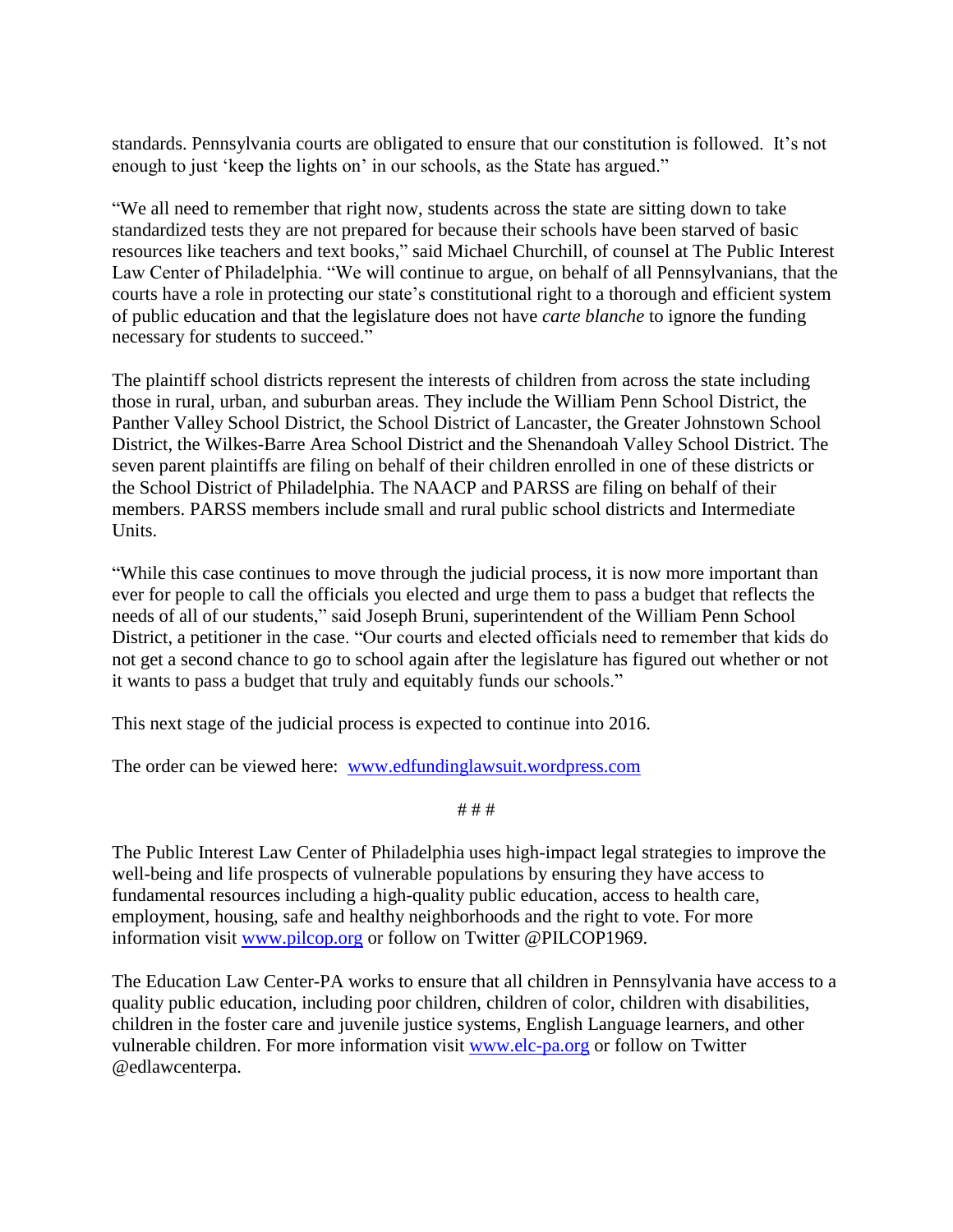standards. Pennsylvania courts are obligated to ensure that our constitution is followed. It's not enough to just 'keep the lights on' in our schools, as the State has argued."

"We all need to remember that right now, students across the state are sitting down to take standardized tests they are not prepared for because their schools have been starved of basic resources like teachers and text books," said Michael Churchill, of counsel at The Public Interest Law Center of Philadelphia. "We will continue to argue, on behalf of all Pennsylvanians, that the courts have a role in protecting our state's constitutional right to a thorough and efficient system of public education and that the legislature does not have *carte blanche* to ignore the funding necessary for students to succeed."

The plaintiff school districts represent the interests of children from across the state including those in rural, urban, and suburban areas. They include the William Penn School District, the Panther Valley School District, the School District of Lancaster, the Greater Johnstown School District, the Wilkes-Barre Area School District and the Shenandoah Valley School District. The seven parent plaintiffs are filing on behalf of their children enrolled in one of these districts or the School District of Philadelphia. The NAACP and PARSS are filing on behalf of their members. PARSS members include small and rural public school districts and Intermediate Units.

"While this case continues to move through the judicial process, it is now more important than ever for people to call the officials you elected and urge them to pass a budget that reflects the needs of all of our students," said Joseph Bruni, superintendent of the William Penn School District, a petitioner in the case. "Our courts and elected officials need to remember that kids do not get a second chance to go to school again after the legislature has figured out whether or not it wants to pass a budget that truly and equitably funds our schools."

This next stage of the judicial process is expected to continue into 2016.

The order can be viewed here: [www.edfundinglawsuit.wordpress.com](www.edfundinglawsuit.wordpress.com)

# # #

The Public Interest Law Center of Philadelphia uses high-impact legal strategies to improve the well-being and life prospects of vulnerable populations by ensuring they have access to fundamental resources including a high-quality public education, access to health care, employment, housing, safe and healthy neighborhoods and the right to vote. For more information visit [www.pilcop.org](www.pilcop.org) or follow on Twitter @PILCOP1969.

The Education Law Center-PA works to ensure that all children in Pennsylvania have access to a quality public education, including poor children, children of color, children with disabilities, children in the foster care and juvenile justice systems, English Language learners, and other vulnerable children. For more information visit [www.elc-pa.org](www.elc-pa.org) or follow on Twitter @edlawcenterpa.